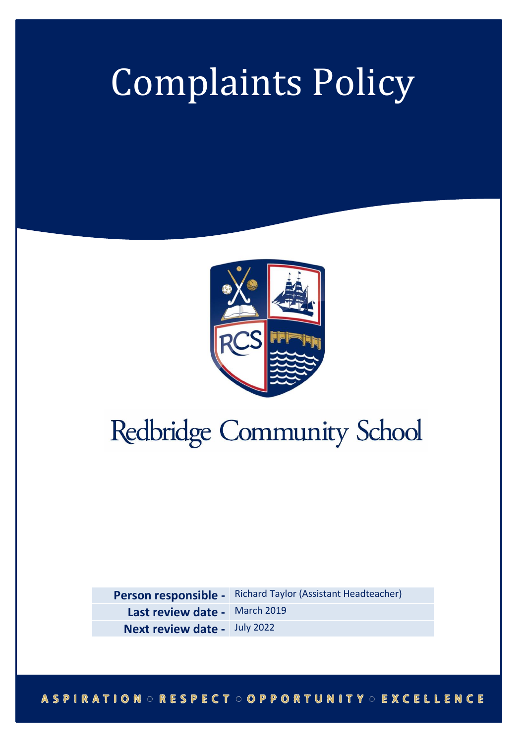# Complaints Policy

Redbridge Community School

| Person responsible - | Richard Taylor (Assistant Headteacher) |
| --- | --- |
| Last review date - | March 2019 |
| Next review date - | July 2022 |

ASPIRATION ○ RESPECT ○ OPPORTUNITY ○ EXCELLENCE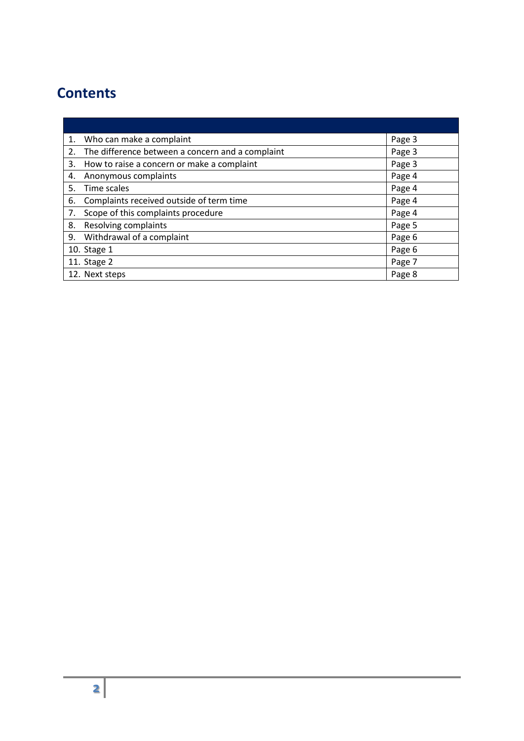## Contents

| | |
|---|---|
| 1. Who can make a complaint | Page 3 |
| 2. The difference between a concern and a complaint | Page 3 |
| 3. How to raise a concern or make a complaint | Page 3 |
| 4. Anonymous complaints | Page 4 |
| 5. Time scales | Page 4 |
| 6. Complaints received outside of term time | Page 4 |
| 7. Scope of this complaints procedure | Page 4 |
| 8. Resolving complaints | Page 5 |
| 9. Withdrawal of a complaint | Page 6 |
| 10. Stage 1 | Page 6 |
| 11. Stage 2 | Page 7 |
| 12. Next steps | Page 8 |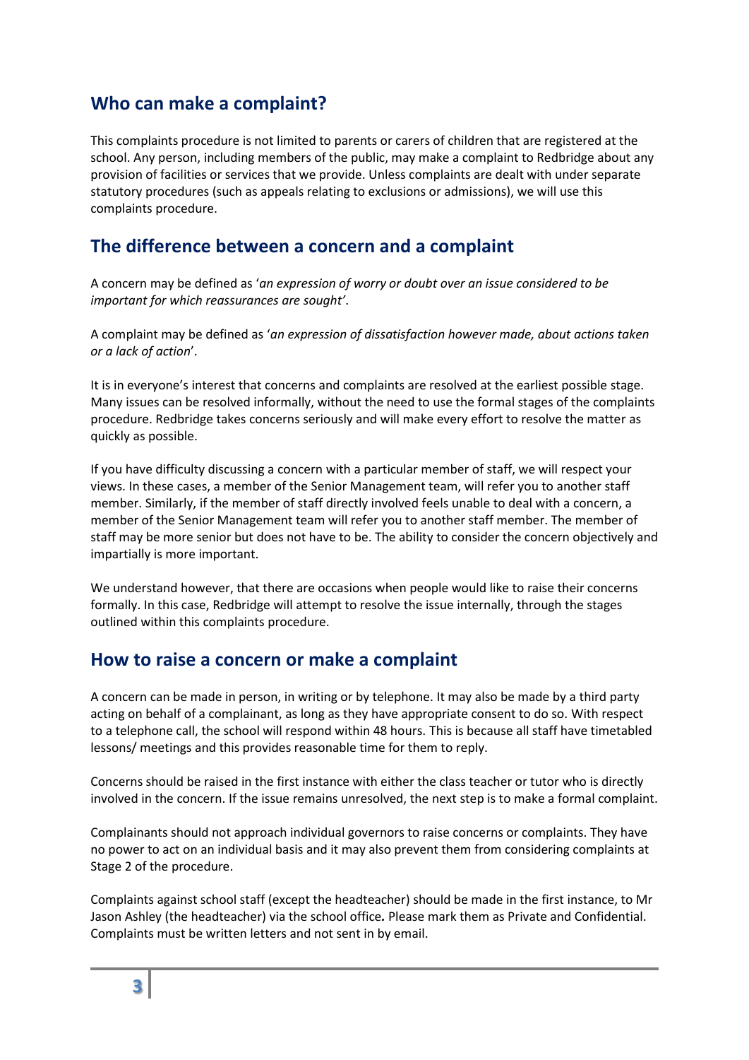## Who can make a complaint?

This complaints procedure is not limited to parents or carers of children that are registered at the school. Any person, including members of the public, may make a complaint to Redbridge about any provision of facilities or services that we provide. Unless complaints are dealt with under separate statutory procedures (such as appeals relating to exclusions or admissions), we will use this complaints procedure.

## The difference between a concern and a complaint

A concern may be defined as '*an expression of worry or doubt over an issue considered to be important for which reassurances are sought*'.

A complaint may be defined as '*an expression of dissatisfaction however made, about actions taken or a lack of action*'.

It is in everyone's interest that concerns and complaints are resolved at the earliest possible stage. Many issues can be resolved informally, without the need to use the formal stages of the complaints procedure. Redbridge takes concerns seriously and will make every effort to resolve the matter as quickly as possible.

If you have difficulty discussing a concern with a particular member of staff, we will respect your views. In these cases, a member of the Senior Management team, will refer you to another staff member. Similarly, if the member of staff directly involved feels unable to deal with a concern, a member of the Senior Management team will refer you to another staff member. The member of staff may be more senior but does not have to be. The ability to consider the concern objectively and impartially is more important.

We understand however, that there are occasions when people would like to raise their concerns formally. In this case, Redbridge will attempt to resolve the issue internally, through the stages outlined within this complaints procedure.

## How to raise a concern or make a complaint

A concern can be made in person, in writing or by telephone. It may also be made by a third party acting on behalf of a complainant, as long as they have appropriate consent to do so. With respect to a telephone call, the school will respond within 48 hours. This is because all staff have timetabled lessons/ meetings and this provides reasonable time for them to reply.

Concerns should be raised in the first instance with either the class teacher or tutor who is directly involved in the concern. If the issue remains unresolved, the next step is to make a formal complaint.

Complainants should not approach individual governors to raise concerns or complaints. They have no power to act on an individual basis and it may also prevent them from considering complaints at Stage 2 of the procedure.

Complaints against school staff (except the headteacher) should be made in the first instance, to Mr Jason Ashley (the headteacher) via the school office**.** Please mark them as Private and Confidential. Complaints must be written letters and not sent in by email.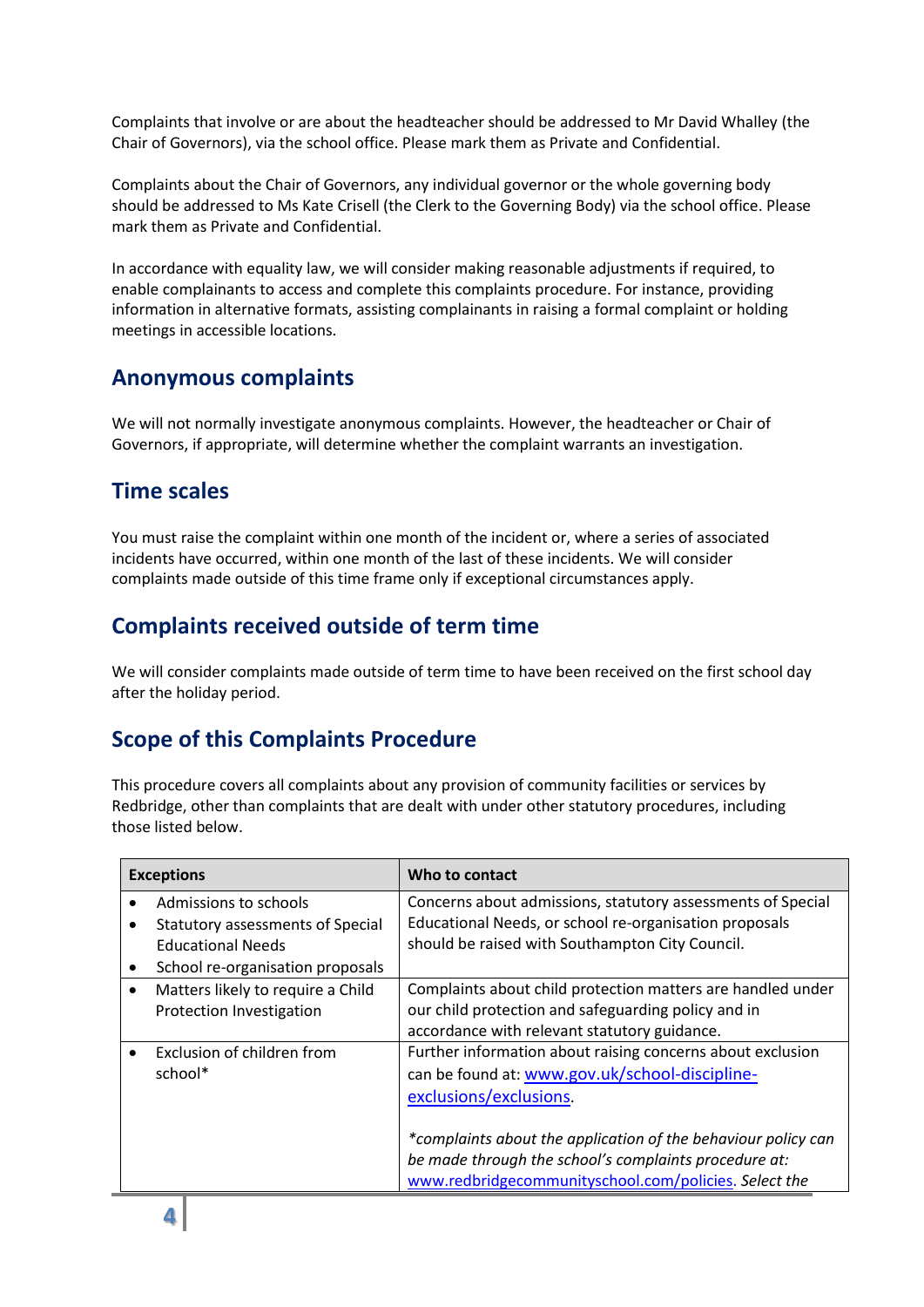Complaints that involve or are about the headteacher should be addressed to Mr David Whalley (the Chair of Governors), via the school office. Please mark them as Private and Confidential.

Complaints about the Chair of Governors, any individual governor or the whole governing body should be addressed to Ms Kate Crisell (the Clerk to the Governing Body) via the school office. Please mark them as Private and Confidential.

In accordance with equality law, we will consider making reasonable adjustments if required, to enable complainants to access and complete this complaints procedure. For instance, providing information in alternative formats, assisting complainants in raising a formal complaint or holding meetings in accessible locations.

## Anonymous complaints

We will not normally investigate anonymous complaints. However, the headteacher or Chair of Governors, if appropriate, will determine whether the complaint warrants an investigation.

## Time scales

You must raise the complaint within one month of the incident or, where a series of associated incidents have occurred, within one month of the last of these incidents. We will consider complaints made outside of this time frame only if exceptional circumstances apply.

## Complaints received outside of term time

We will consider complaints made outside of term time to have been received on the first school day after the holiday period.

## Scope of this Complaints Procedure

This procedure covers all complaints about any provision of community facilities or services by Redbridge, other than complaints that are dealt with under other statutory procedures, including those listed below.

| Exceptions | Who to contact |
|---|---|
| • Admissions to schools<br>• Statutory assessments of Special Educational Needs<br>• School re-organisation proposals | Concerns about admissions, statutory assessments of Special Educational Needs, or school re-organisation proposals should be raised with Southampton City Council. |
| • Matters likely to require a Child Protection Investigation | Complaints about child protection matters are handled under our child protection and safeguarding policy and in accordance with relevant statutory guidance. |
| • Exclusion of children from school* | Further information about raising concerns about exclusion can be found at: www.gov.uk/school-discipline-exclusions/exclusions.<br><br>*\*complaints about the application of the behaviour policy can be made through the school's complaints procedure at:* www.redbridgecommunityschool.com/policies. *Select the* |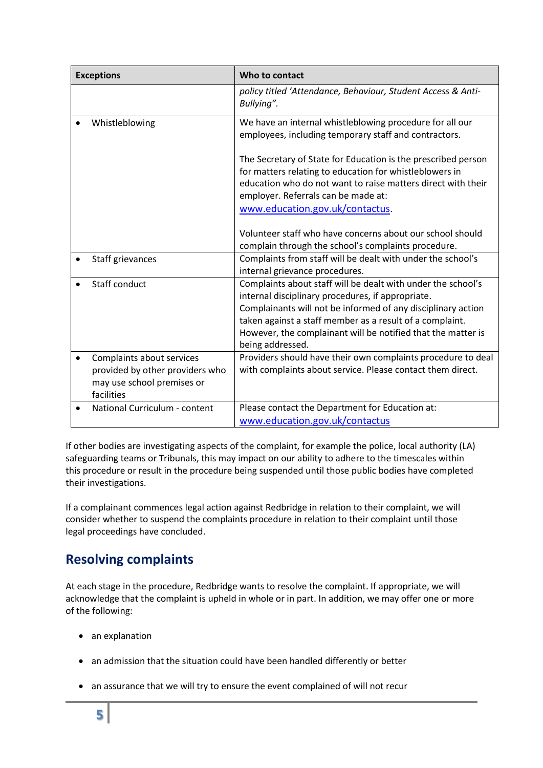| Exceptions | Who to contact |
|---|---|
| | *policy titled 'Attendance, Behaviour, Student Access & Anti-Bullying".* |
| • Whistleblowing | We have an internal whistleblowing procedure for all our employees, including temporary staff and contractors.<br><br>The Secretary of State for Education is the prescribed person for matters relating to education for whistleblowers in education who do not want to raise matters direct with their employer. Referrals can be made at: www.education.gov.uk/contactus.<br><br>Volunteer staff who have concerns about our school should complain through the school's complaints procedure. |
| • Staff grievances | Complaints from staff will be dealt with under the school's internal grievance procedures. |
| • Staff conduct | Complaints about staff will be dealt with under the school's internal disciplinary procedures, if appropriate. Complainants will not be informed of any disciplinary action taken against a staff member as a result of a complaint. However, the complainant will be notified that the matter is being addressed. |
| • Complaints about services provided by other providers who may use school premises or facilities | Providers should have their own complaints procedure to deal with complaints about service. Please contact them direct. |
| • National Curriculum - content | Please contact the Department for Education at: www.education.gov.uk/contactus |

If other bodies are investigating aspects of the complaint, for example the police, local authority (LA) safeguarding teams or Tribunals, this may impact on our ability to adhere to the timescales within this procedure or result in the procedure being suspended until those public bodies have completed their investigations.

If a complainant commences legal action against Redbridge in relation to their complaint, we will consider whether to suspend the complaints procedure in relation to their complaint until those legal proceedings have concluded.

## Resolving complaints

At each stage in the procedure, Redbridge wants to resolve the complaint. If appropriate, we will acknowledge that the complaint is upheld in whole or in part. In addition, we may offer one or more of the following:

- an explanation
- an admission that the situation could have been handled differently or better
- an assurance that we will try to ensure the event complained of will not recur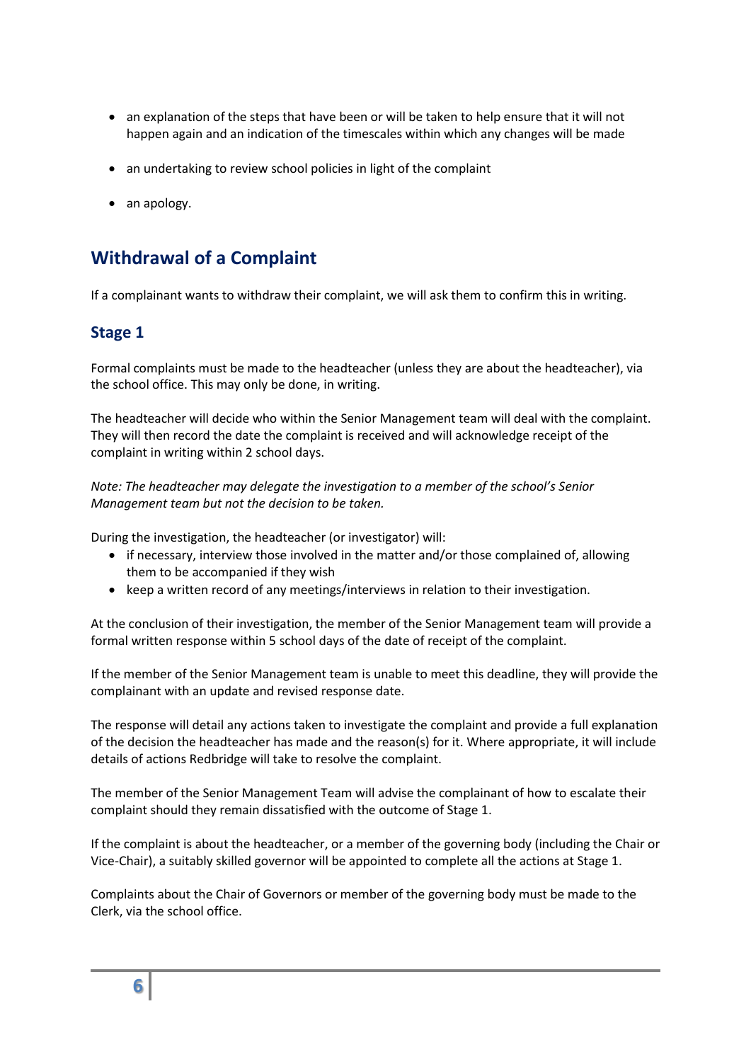- an explanation of the steps that have been or will be taken to help ensure that it will not happen again and an indication of the timescales within which any changes will be made
- an undertaking to review school policies in light of the complaint
- an apology.

## Withdrawal of a Complaint

If a complainant wants to withdraw their complaint, we will ask them to confirm this in writing.

### Stage 1

Formal complaints must be made to the headteacher (unless they are about the headteacher), via the school office. This may only be done, in writing.

The headteacher will decide who within the Senior Management team will deal with the complaint. They will then record the date the complaint is received and will acknowledge receipt of the complaint in writing within 2 school days.

*Note: The headteacher may delegate the investigation to a member of the school's Senior Management team but not the decision to be taken.*

During the investigation, the headteacher (or investigator) will:

- if necessary, interview those involved in the matter and/or those complained of, allowing them to be accompanied if they wish
- keep a written record of any meetings/interviews in relation to their investigation.

At the conclusion of their investigation, the member of the Senior Management team will provide a formal written response within 5 school days of the date of receipt of the complaint.

If the member of the Senior Management team is unable to meet this deadline, they will provide the complainant with an update and revised response date.

The response will detail any actions taken to investigate the complaint and provide a full explanation of the decision the headteacher has made and the reason(s) for it. Where appropriate, it will include details of actions Redbridge will take to resolve the complaint.

The member of the Senior Management Team will advise the complainant of how to escalate their complaint should they remain dissatisfied with the outcome of Stage 1.

If the complaint is about the headteacher, or a member of the governing body (including the Chair or Vice-Chair), a suitably skilled governor will be appointed to complete all the actions at Stage 1.

Complaints about the Chair of Governors or member of the governing body must be made to the Clerk, via the school office.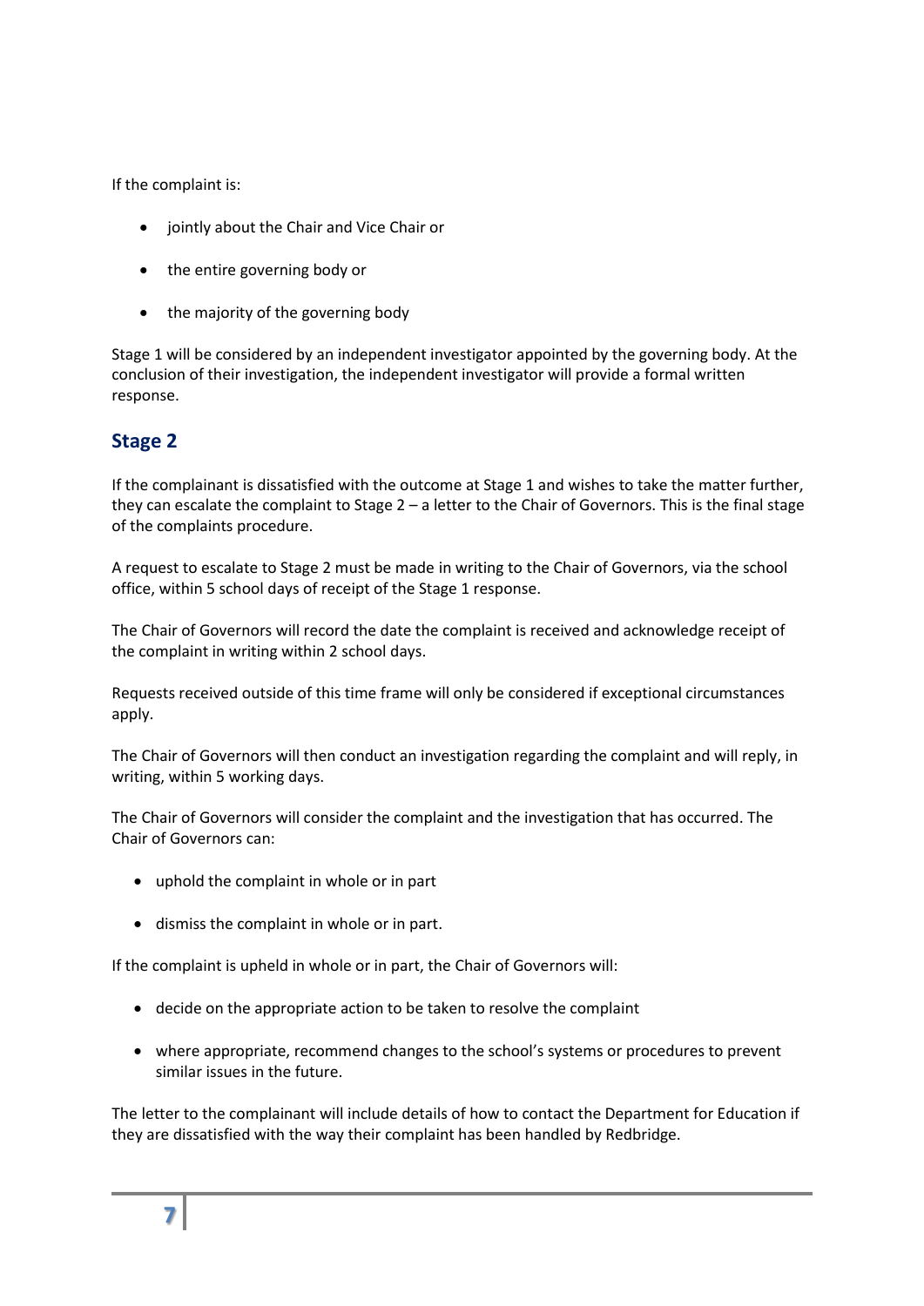If the complaint is:

- jointly about the Chair and Vice Chair or
- the entire governing body or
- the majority of the governing body

Stage 1 will be considered by an independent investigator appointed by the governing body. At the conclusion of their investigation, the independent investigator will provide a formal written response.

## Stage 2

If the complainant is dissatisfied with the outcome at Stage 1 and wishes to take the matter further, they can escalate the complaint to Stage 2 – a letter to the Chair of Governors. This is the final stage of the complaints procedure.

A request to escalate to Stage 2 must be made in writing to the Chair of Governors, via the school office, within 5 school days of receipt of the Stage 1 response.

The Chair of Governors will record the date the complaint is received and acknowledge receipt of the complaint in writing within 2 school days.

Requests received outside of this time frame will only be considered if exceptional circumstances apply.

The Chair of Governors will then conduct an investigation regarding the complaint and will reply, in writing, within 5 working days.

The Chair of Governors will consider the complaint and the investigation that has occurred. The Chair of Governors can:

- uphold the complaint in whole or in part
- dismiss the complaint in whole or in part.

If the complaint is upheld in whole or in part, the Chair of Governors will:

- decide on the appropriate action to be taken to resolve the complaint
- where appropriate, recommend changes to the school's systems or procedures to prevent similar issues in the future.

The letter to the complainant will include details of how to contact the Department for Education if they are dissatisfied with the way their complaint has been handled by Redbridge.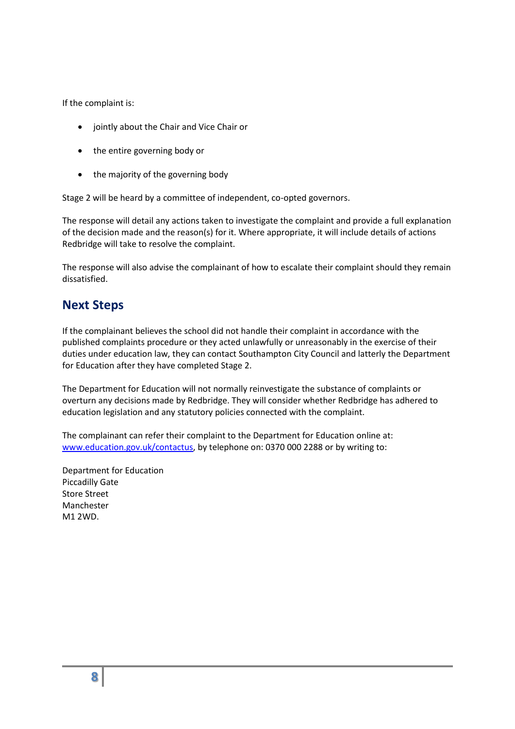If the complaint is:

- jointly about the Chair and Vice Chair or
- the entire governing body or
- the majority of the governing body

Stage 2 will be heard by a committee of independent, co-opted governors.

The response will detail any actions taken to investigate the complaint and provide a full explanation of the decision made and the reason(s) for it. Where appropriate, it will include details of actions Redbridge will take to resolve the complaint.

The response will also advise the complainant of how to escalate their complaint should they remain dissatisfied.

## Next Steps

If the complainant believes the school did not handle their complaint in accordance with the published complaints procedure or they acted unlawfully or unreasonably in the exercise of their duties under education law, they can contact Southampton City Council and latterly the Department for Education after they have completed Stage 2.

The Department for Education will not normally reinvestigate the substance of complaints or overturn any decisions made by Redbridge. They will consider whether Redbridge has adhered to education legislation and any statutory policies connected with the complaint.

The complainant can refer their complaint to the Department for Education online at: [www.education.gov.uk/contactus](www.education.gov.uk/contactus), by telephone on: 0370 000 2288 or by writing to:

Department for Education
Piccadilly Gate
Store Street
Manchester
M1 2WD.